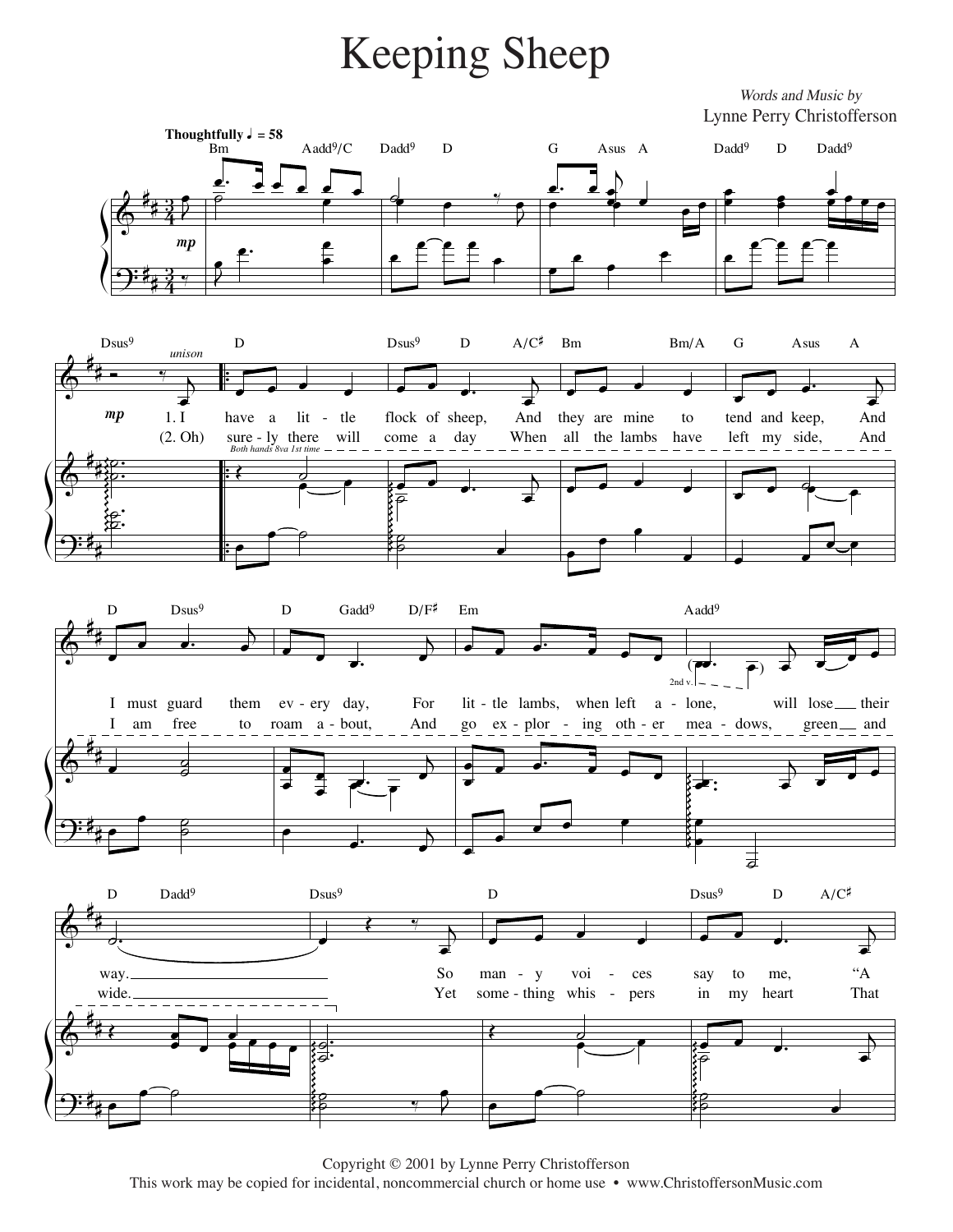# Keeping Sheep

*Words and Music by*
Lynne Perry Christofferson

**Thoughtfully** ♩ = 58

1. I have a little flock of sheep, And they are mine to tend and keep, And I must guard them every day, For little lambs, when left alone, will lose their way. So many voices say to me, "A

(2. Oh) surely there will come a day When all the lambs have left my side, And I am free to roam about, And go exploring other meadows, green and wide. Yet something whispers in my heart That

Copyright © 2001 by Lynne Perry Christofferson
This work may be copied for incidental, noncommercial church or home use • www.ChristoffersonMusic.com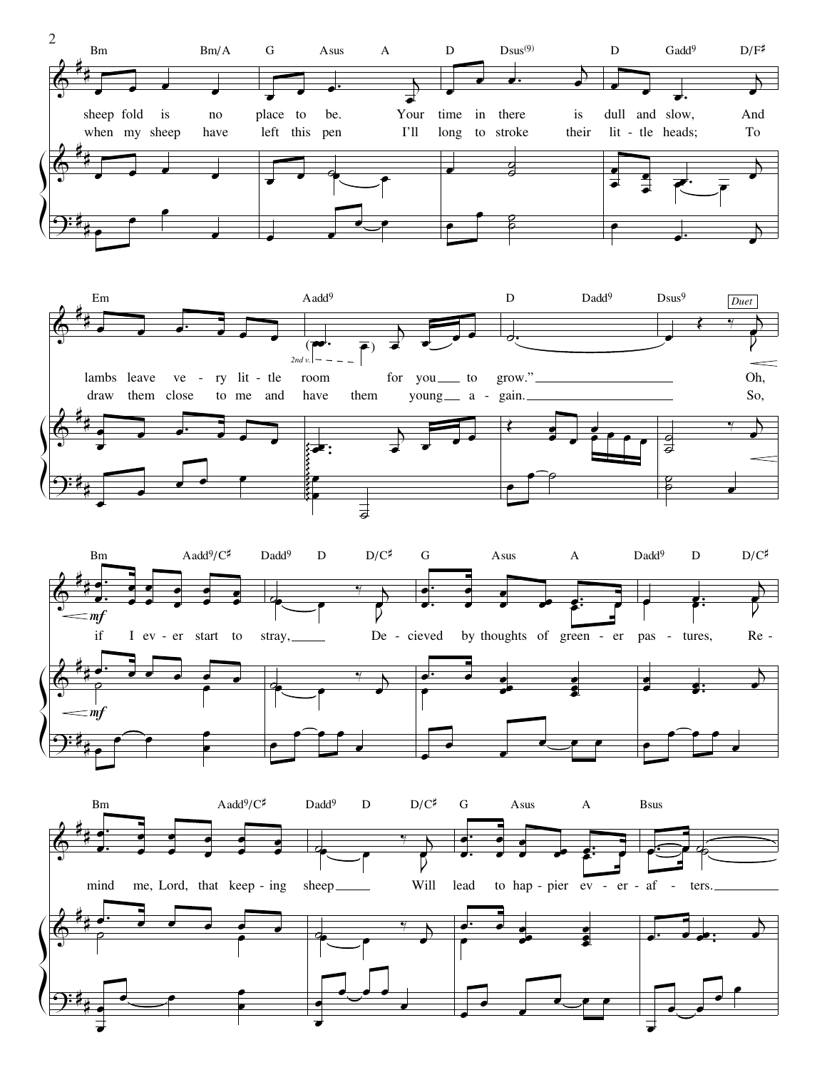Bm · Bm/A · G · Asus · A · D · Dsus(9) · D · Gadd9 · D/F♯

sheep fold is no place to be. Your time in there is dull and slow, And
when my sheep have left this pen I'll long to stroke their lit - tle heads; To

Em · Aadd9 · D · Dadd9 · Dsus9

*Duet*

lambs leave ve - ry lit - tle room for you to grow." Oh,
draw them close to me and have them young a - gain. So,

*2nd v.*

Bm · Aadd9/C♯ · Dadd9 · D · D/C♯ · G · Asus · A · Dadd9 · D · D/C♯

*mf*

if I ev - er start to stray, De - cieved by thoughts of green - er pas - tures, Re -

Bm · Aadd9/C♯ · Dadd9 · D · D/C♯ · G · Asus · A · Bsus

mind me, Lord, that keep - ing sheep Will lead to hap - pier ev - er - af - ters.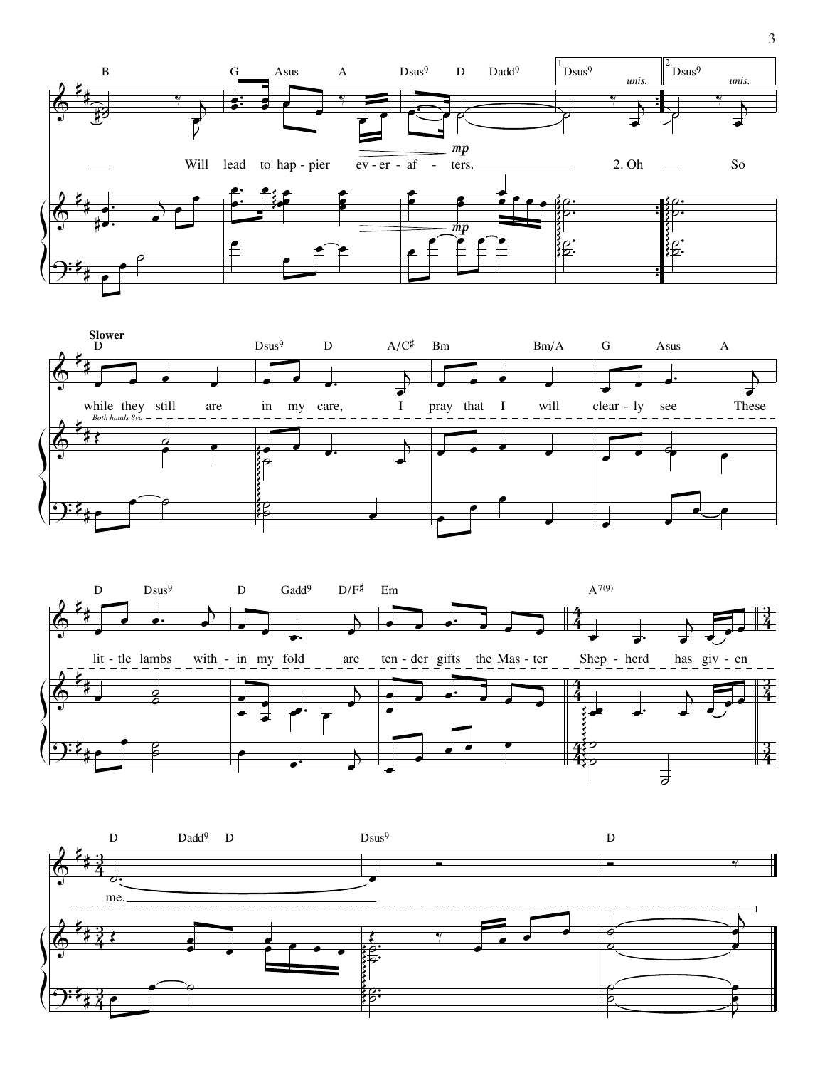B G Asus A Dsus⁹ D Dadd⁹ | 1. Dsus⁹ *unis.* | 2. Dsus⁹ *unis.*

Will lead to hap - pier ev - er - af - ters. 2. Oh So

*mp*

**Slower**

D Dsus⁹ D A/C♯ Bm Bm/A G Asus A

while they still are in my care, I pray that I will clear - ly see These

*Both hands 8va*

D Dsus⁹ D Gadd⁹ D/F♯ Em A7(9)

lit - tle lambs with - in my fold are ten - der gifts the Mas - ter Shep - herd has giv - en

D Dadd⁹ D Dsus⁹ D

me.